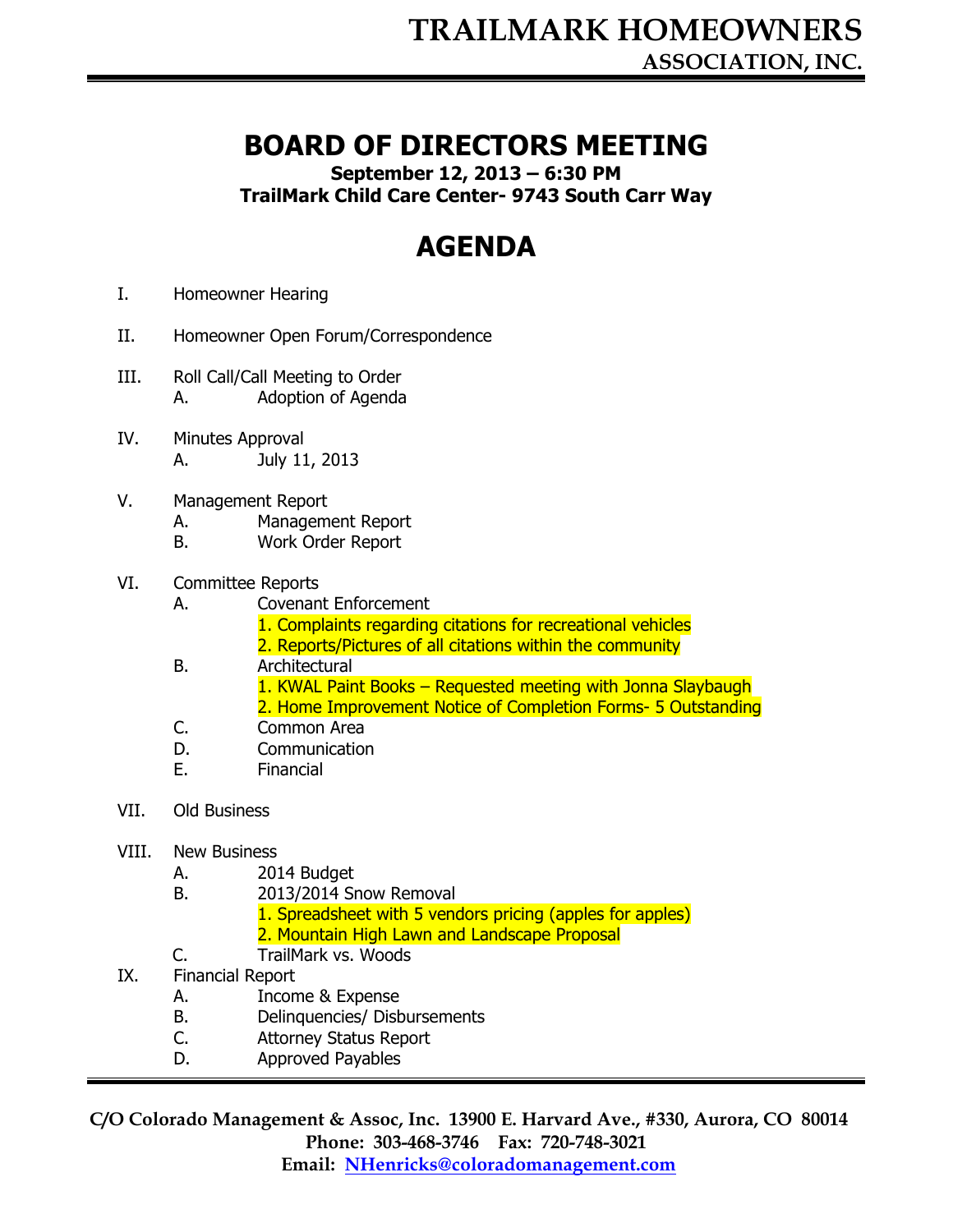# TRAILMARK HOMEOWNERS
## ASSOCIATION, INC.

# BOARD OF DIRECTORS MEETING

**September 12, 2013 – 6:30 PM**
**TrailMark Child Care Center- 9743 South Carr Way**

# AGENDA

I. Homeowner Hearing

II. Homeowner Open Forum/Correspondence

III. Roll Call/Call Meeting to Order
   - A. Adoption of Agenda

IV. Minutes Approval
   - A. July 11, 2013

V. Management Report
   - A. Management Report
   - B. Work Order Report

VI. Committee Reports
   - A. Covenant Enforcement
     1. Complaints regarding citations for recreational vehicles
     2. Reports/Pictures of all citations within the community
   - B. Architectural
     1. KWAL Paint Books – Requested meeting with Jonna Slaybaugh
     2. Home Improvement Notice of Completion Forms- 5 Outstanding
   - C. Common Area
   - D. Communication
   - E. Financial

VII. Old Business

VIII. New Business
   - A. 2014 Budget
   - B. 2013/2014 Snow Removal
     1. Spreadsheet with 5 vendors pricing (apples for apples)
     2. Mountain High Lawn and Landscape Proposal
   - C. TrailMark vs. Woods

IX. Financial Report
   - A. Income & Expense
   - B. Delinquencies/ Disbursements
   - C. Attorney Status Report
   - D. Approved Payables

**C/O Colorado Management & Assoc, Inc. 13900 E. Harvard Ave., #330, Aurora, CO 80014**
**Phone: 303-468-3746 Fax: 720-748-3021**
**Email: NHenricks@coloradomanagement.com**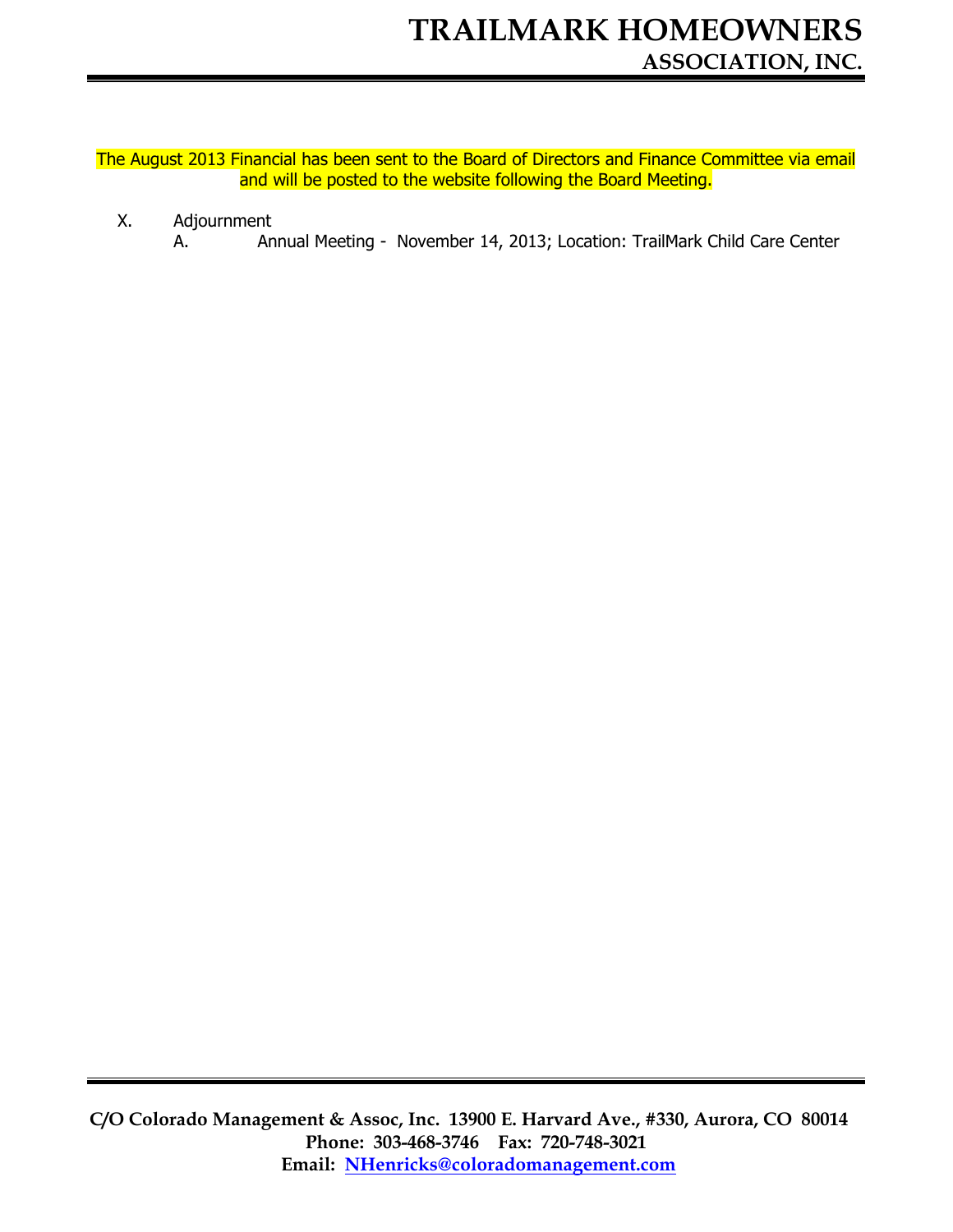The August 2013 Financial has been sent to the Board of Directors and Finance Committee via email and will be posted to the website following the Board Meeting.

X. Adjournment
   A. Annual Meeting - November 14, 2013; Location: TrailMark Child Care Center